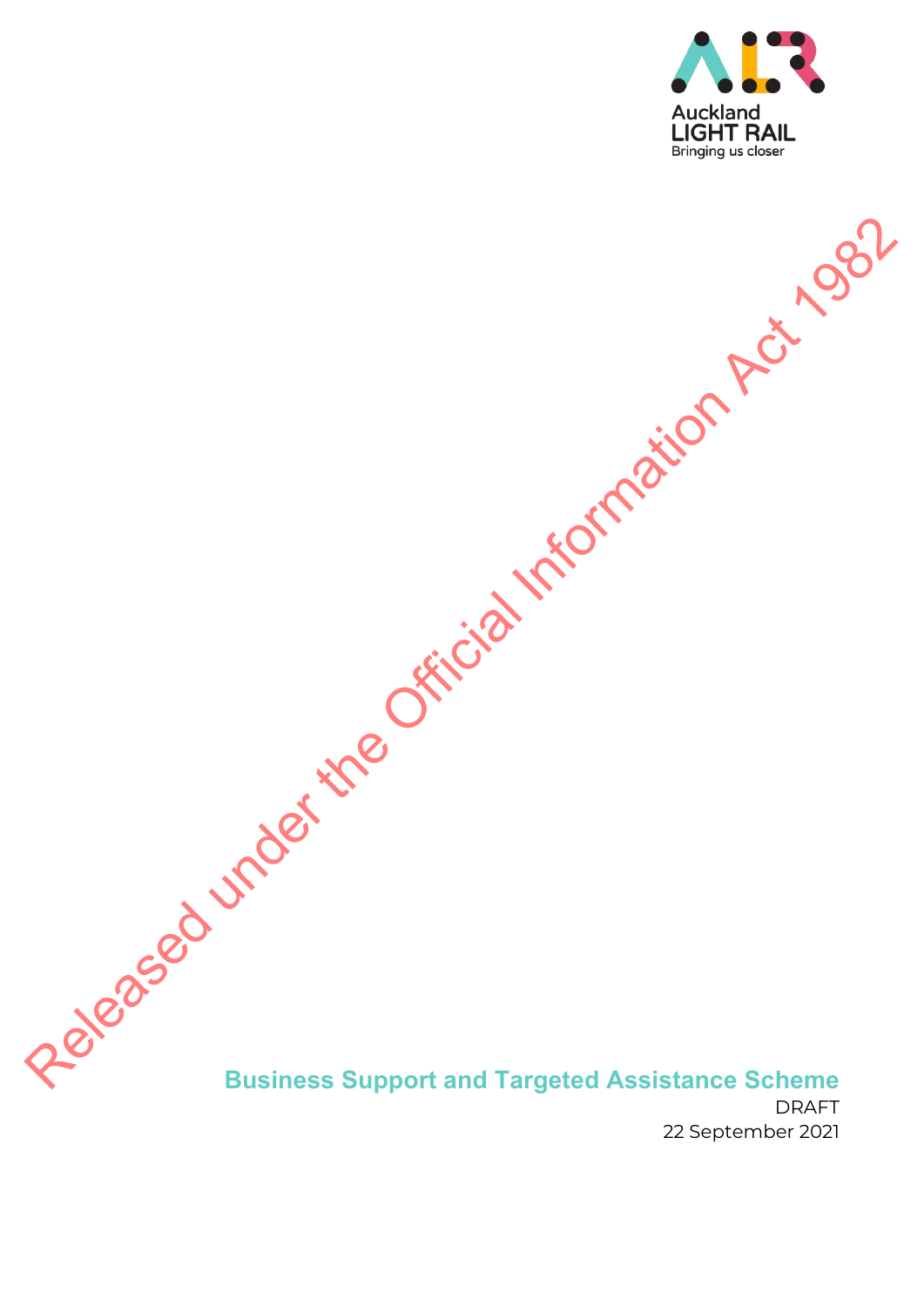Auckland
LIGHT RAIL
Bringing us closer

Released under the Official Information Act 1982

# Business Support and Targeted Assistance Scheme

DRAFT

22 September 2021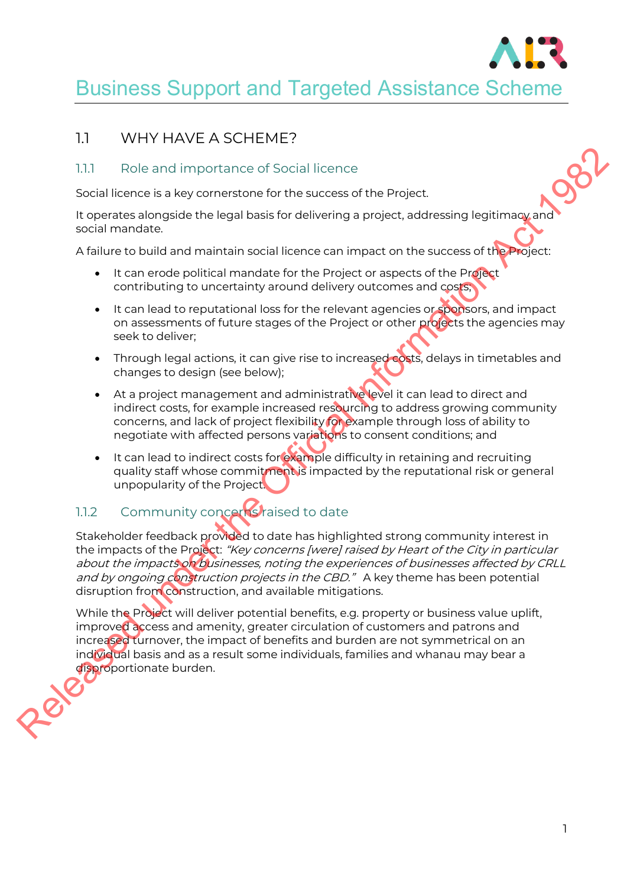# Business Support and Targeted Assistance Scheme

## 1.1 WHY HAVE A SCHEME?

### 1.1.1 Role and importance of Social licence

Social licence is a key cornerstone for the success of the Project.

It operates alongside the legal basis for delivering a project, addressing legitimacy and social mandate.

A failure to build and maintain social licence can impact on the success of the Project:

- It can erode political mandate for the Project or aspects of the Project contributing to uncertainty around delivery outcomes and costs;
- It can lead to reputational loss for the relevant agencies or sponsors, and impact on assessments of future stages of the Project or other projects the agencies may seek to deliver;
- Through legal actions, it can give rise to increased costs, delays in timetables and changes to design (see below);
- At a project management and administrative level it can lead to direct and indirect costs, for example increased resourcing to address growing community concerns, and lack of project flexibility for example through loss of ability to negotiate with affected persons variations to consent conditions; and
- It can lead to indirect costs for example difficulty in retaining and recruiting quality staff whose commitment is impacted by the reputational risk or general unpopularity of the Project.

### 1.1.2 Community concerns raised to date

Stakeholder feedback provided to date has highlighted strong community interest in the impacts of the Project: *"Key concerns [were] raised by Heart of the City in particular about the impacts on businesses, noting the experiences of businesses affected by CRLL and by ongoing construction projects in the CBD."* A key theme has been potential disruption from construction, and available mitigations.

While the Project will deliver potential benefits, e.g. property or business value uplift, improved access and amenity, greater circulation of customers and patrons and increased turnover, the impact of benefits and burden are not symmetrical on an individual basis and as a result some individuals, families and whanau may bear a disproportionate burden.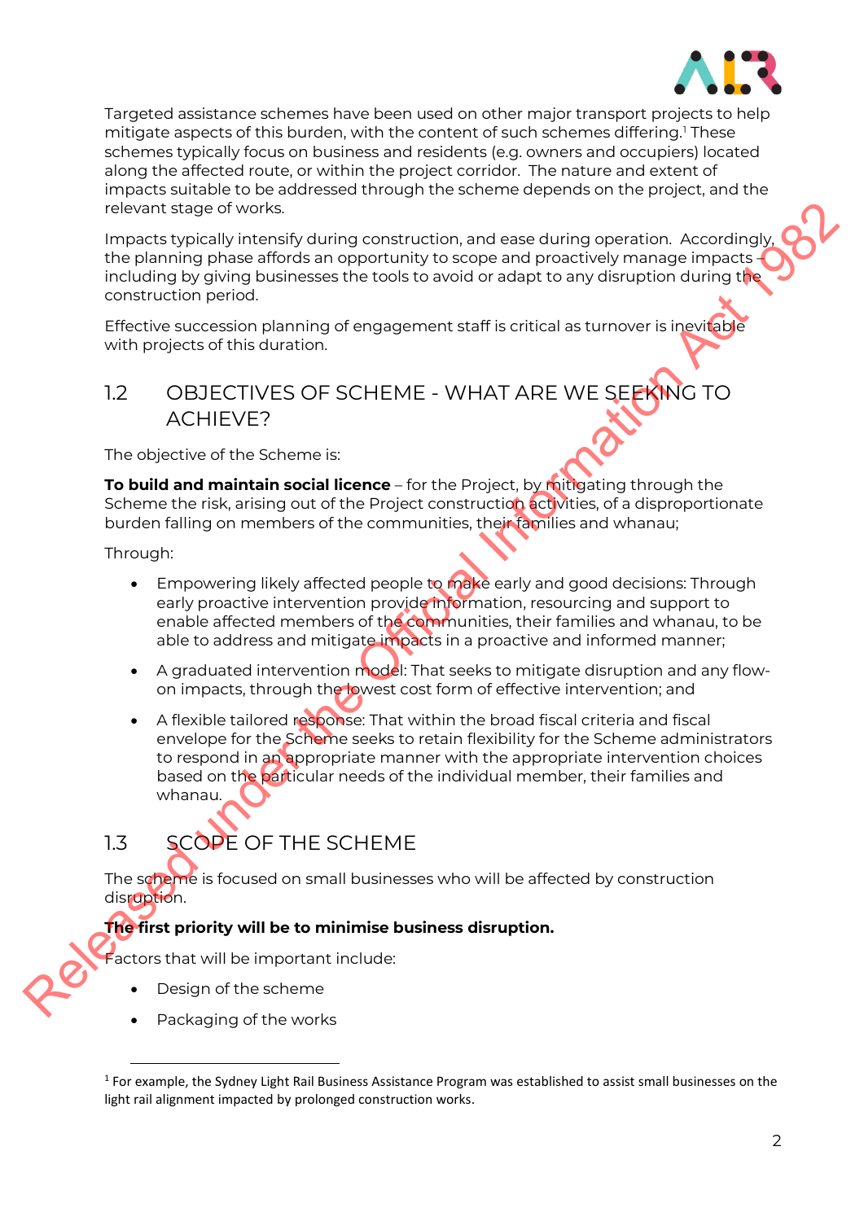Targeted assistance schemes have been used on other major transport projects to help mitigate aspects of this burden, with the content of such schemes differing.[1] These schemes typically focus on business and residents (e.g. owners and occupiers) located along the affected route, or within the project corridor. The nature and extent of impacts suitable to be addressed through the scheme depends on the project, and the relevant stage of works.

Impacts typically intensify during construction, and ease during operation. Accordingly, the planning phase affords an opportunity to scope and proactively manage impacts – including by giving businesses the tools to avoid or adapt to any disruption during the construction period.

Effective succession planning of engagement staff is critical as turnover is inevitable with projects of this duration.

## 1.2 OBJECTIVES OF SCHEME - WHAT ARE WE SEEKING TO ACHIEVE?

The objective of the Scheme is:

**To build and maintain social licence** – for the Project, by mitigating through the Scheme the risk, arising out of the Project construction activities, of a disproportionate burden falling on members of the communities, their families and whanau;

Through:

- Empowering likely affected people to make early and good decisions: Through early proactive intervention provide information, resourcing and support to enable affected members of the communities, their families and whanau, to be able to address and mitigate impacts in a proactive and informed manner;
- A graduated intervention model: That seeks to mitigate disruption and any flow-on impacts, through the lowest cost form of effective intervention; and
- A flexible tailored response: That within the broad fiscal criteria and fiscal envelope for the Scheme seeks to retain flexibility for the Scheme administrators to respond in an appropriate manner with the appropriate intervention choices based on the particular needs of the individual member, their families and whanau.

## 1.3 SCOPE OF THE SCHEME

The scheme is focused on small businesses who will be affected by construction disruption.

**The first priority will be to minimise business disruption.**

Factors that will be important include:

- Design of the scheme
- Packaging of the works

[1] For example, the Sydney Light Rail Business Assistance Program was established to assist small businesses on the light rail alignment impacted by prolonged construction works.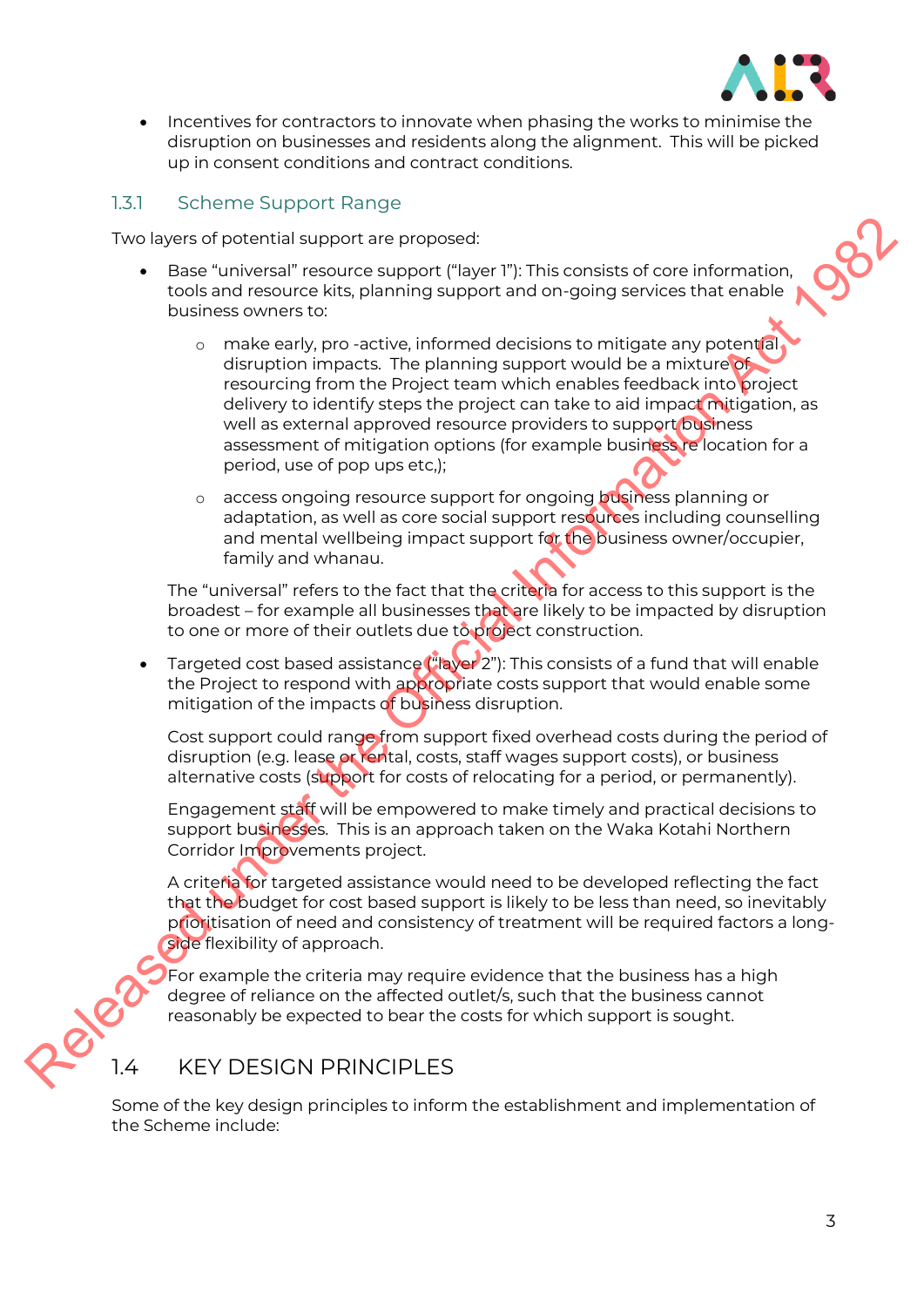- Incentives for contractors to innovate when phasing the works to minimise the disruption on businesses and residents along the alignment. This will be picked up in consent conditions and contract conditions.

### 1.3.1 Scheme Support Range

Two layers of potential support are proposed:

- Base "universal" resource support ("layer 1"): This consists of core information, tools and resource kits, planning support and on-going services that enable business owners to:
    - make early, pro -active, informed decisions to mitigate any potential disruption impacts. The planning support would be a mixture of resourcing from the Project team which enables feedback into project delivery to identify steps the project can take to aid impact mitigation, as well as external approved resource providers to support business assessment of mitigation options (for example business re location for a period, use of pop ups etc,);
    - access ongoing resource support for ongoing business planning or adaptation, as well as core social support resources including counselling and mental wellbeing impact support for the business owner/occupier, family and whanau.

  The "universal" refers to the fact that the criteria for access to this support is the broadest – for example all businesses that are likely to be impacted by disruption to one or more of their outlets due to project construction.

- Targeted cost based assistance ("layer 2"): This consists of a fund that will enable the Project to respond with appropriate costs support that would enable some mitigation of the impacts of business disruption.

  Cost support could range from support fixed overhead costs during the period of disruption (e.g. lease or rental, costs, staff wages support costs), or business alternative costs (support for costs of relocating for a period, or permanently).

  Engagement staff will be empowered to make timely and practical decisions to support businesses. This is an approach taken on the Waka Kotahi Northern Corridor Improvements project.

  A criteria for targeted assistance would need to be developed reflecting the fact that the budget for cost based support is likely to be less than need, so inevitably prioritisation of need and consistency of treatment will be required factors a long-side flexibility of approach.

  For example the criteria may require evidence that the business has a high degree of reliance on the affected outlet/s, such that the business cannot reasonably be expected to bear the costs for which support is sought.

## 1.4 KEY DESIGN PRINCIPLES

Some of the key design principles to inform the establishment and implementation of the Scheme include: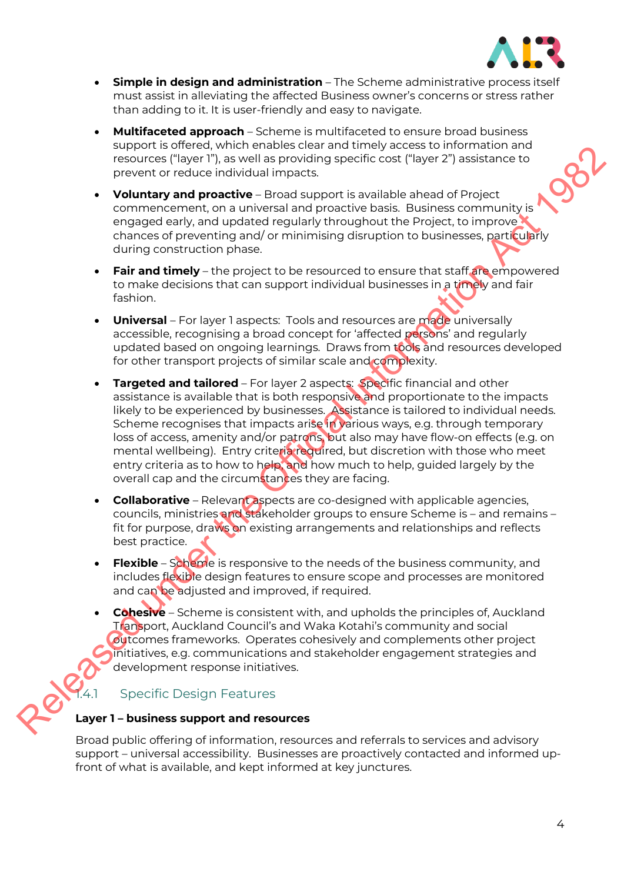- **Simple in design and administration** – The Scheme administrative process itself must assist in alleviating the affected Business owner's concerns or stress rather than adding to it. It is user-friendly and easy to navigate.
- **Multifaceted approach** – Scheme is multifaceted to ensure broad business support is offered, which enables clear and timely access to information and resources ("layer 1"), as well as providing specific cost ("layer 2") assistance to prevent or reduce individual impacts.
- **Voluntary and proactive** – Broad support is available ahead of Project commencement, on a universal and proactive basis. Business community is engaged early, and updated regularly throughout the Project, to improve chances of preventing and/ or minimising disruption to businesses, particularly during construction phase.
- **Fair and timely** – the project to be resourced to ensure that staff are empowered to make decisions that can support individual businesses in a timely and fair fashion.
- **Universal** – For layer 1 aspects: Tools and resources are made universally accessible, recognising a broad concept for 'affected persons' and regularly updated based on ongoing learnings. Draws from tools and resources developed for other transport projects of similar scale and complexity.
- **Targeted and tailored** – For layer 2 aspects: Specific financial and other assistance is available that is both responsive and proportionate to the impacts likely to be experienced by businesses. Assistance is tailored to individual needs. Scheme recognises that impacts arise in various ways, e.g. through temporary loss of access, amenity and/or patrons, but also may have flow-on effects (e.g. on mental wellbeing). Entry criteria required, but discretion with those who meet entry criteria as to how to help, and how much to help, guided largely by the overall cap and the circumstances they are facing.
- **Collaborative** – Relevant aspects are co-designed with applicable agencies, councils, ministries and stakeholder groups to ensure Scheme is – and remains – fit for purpose, draws on existing arrangements and relationships and reflects best practice.
- **Flexible** – Scheme is responsive to the needs of the business community, and includes flexible design features to ensure scope and processes are monitored and can be adjusted and improved, if required.
- **Cohesive** – Scheme is consistent with, and upholds the principles of, Auckland Transport, Auckland Council's and Waka Kotahi's community and social outcomes frameworks. Operates cohesively and complements other project initiatives, e.g. communications and stakeholder engagement strategies and development response initiatives.

### 1.4.1 Specific Design Features

**Layer 1 – business support and resources**

Broad public offering of information, resources and referrals to services and advisory support – universal accessibility. Businesses are proactively contacted and informed up-front of what is available, and kept informed at key junctures.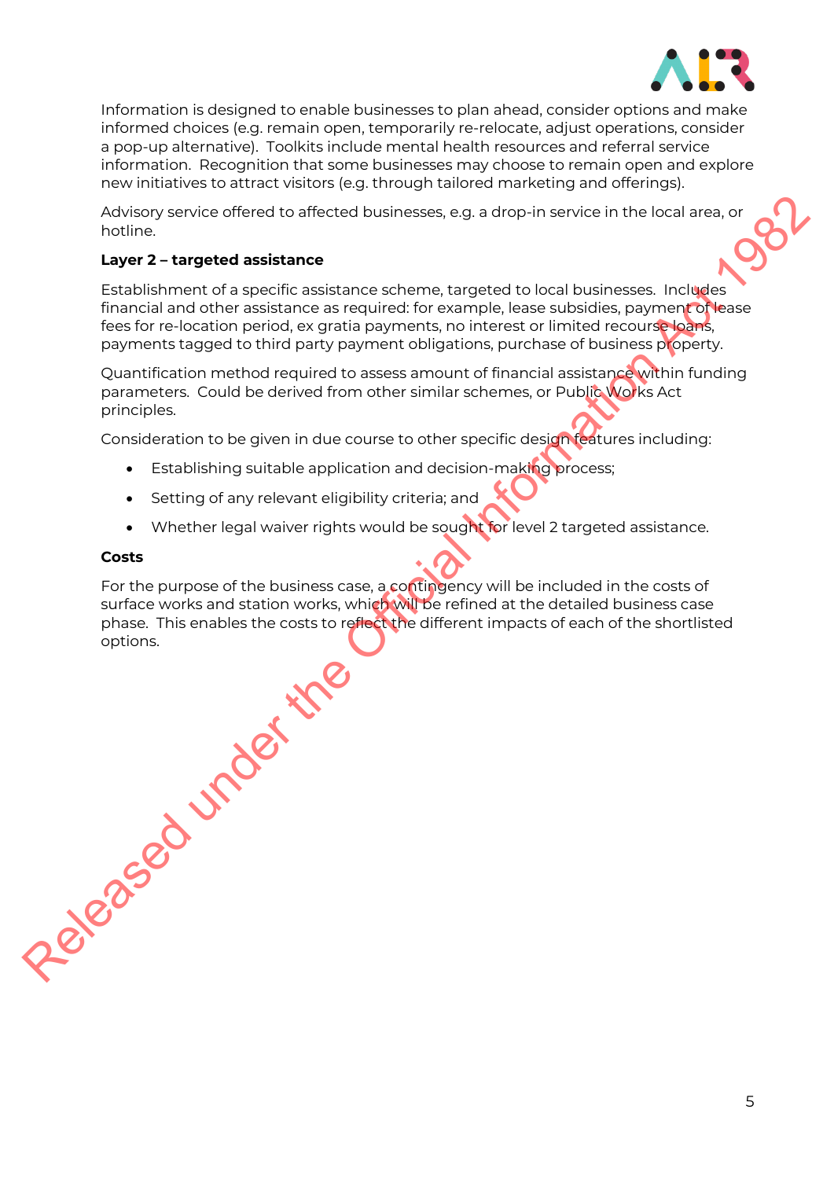Information is designed to enable businesses to plan ahead, consider options and make informed choices (e.g. remain open, temporarily re-relocate, adjust operations, consider a pop-up alternative). Toolkits include mental health resources and referral service information. Recognition that some businesses may choose to remain open and explore new initiatives to attract visitors (e.g. through tailored marketing and offerings).

Advisory service offered to affected businesses, e.g. a drop-in service in the local area, or hotline.

**Layer 2 – targeted assistance**

Establishment of a specific assistance scheme, targeted to local businesses. Includes financial and other assistance as required: for example, lease subsidies, payment of lease fees for re-location period, ex gratia payments, no interest or limited recourse loans, payments tagged to third party payment obligations, purchase of business property.

Quantification method required to assess amount of financial assistance within funding parameters. Could be derived from other similar schemes, or Public Works Act principles.

Consideration to be given in due course to other specific design features including:

- Establishing suitable application and decision-making process;
- Setting of any relevant eligibility criteria; and
- Whether legal waiver rights would be sought for level 2 targeted assistance.

**Costs**

For the purpose of the business case, a contingency will be included in the costs of surface works and station works, which will be refined at the detailed business case phase. This enables the costs to reflect the different impacts of each of the shortlisted options.

Released under the Official Information Act 1982